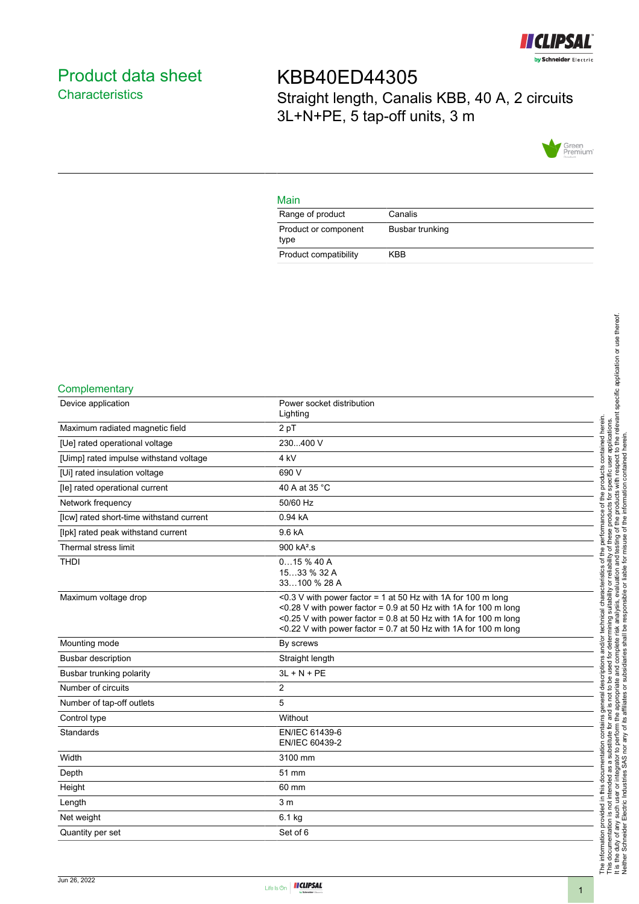# Product data sheet
## Characteristics

# KBB40ED44305

Straight length, Canalis KBB, 40 A, 2 circuits 3L+N+PE, 5 tap-off units, 3 m

## Main

| | |
|---|---|
| Range of product | Canalis |
| Product or component type | Busbar trunking |
| Product compatibility | KBB |

## Complementary

| | |
|---|---|
| Device application | Power socket distribution<br>Lighting |
| Maximum radiated magnetic field | 2 pT |
| [Ue] rated operational voltage | 230...400 V |
| [Uimp] rated impulse withstand voltage | 4 kV |
| [Ui] rated insulation voltage | 690 V |
| [Ie] rated operational current | 40 A at 35 °C |
| Network frequency | 50/60 Hz |
| [Icw] rated short-time withstand current | 0.94 kA |
| [Ipk] rated peak withstand current | 9.6 kA |
| Thermal stress limit | 900 kA².s |
| THDI | 0…15 % 40 A<br>15…33 % 32 A<br>33…100 % 28 A |
| Maximum voltage drop | <0.3 V with power factor = 1 at 50 Hz with 1A for 100 m long<br><0.28 V with power factor = 0.9 at 50 Hz with 1A for 100 m long<br><0.25 V with power factor = 0.8 at 50 Hz with 1A for 100 m long<br><0.22 V with power factor = 0.7 at 50 Hz with 1A for 100 m long |
| Mounting mode | By screws |
| Busbar description | Straight length |
| Busbar trunking polarity | 3L + N + PE |
| Number of circuits | 2 |
| Number of tap-off outlets | 5 |
| Control type | Without |
| Standards | EN/IEC 61439-6<br>EN/IEC 60439-2 |
| Width | 3100 mm |
| Depth | 51 mm |
| Height | 60 mm |
| Length | 3 m |
| Net weight | 6.1 kg |
| Quantity per set | Set of 6 |

The information provided in this documentation contains general descriptions and/or technical characteristics of the performance of the products contained herein. This documentation is not intended as a substitute for and is not to be used for determining suitability or reliability of these products for specific user applications. It is the duty of any such user or integrator to perform the appropriate and complete risk analysis, evaluation and testing of the products with respect to the relevant specific application or use thereof. Neither Schneider Electric Industries SAS nor any of its affiliates or subsidiaries shall be responsible or liable for misuse of the information contained herein.

Jun 26, 2022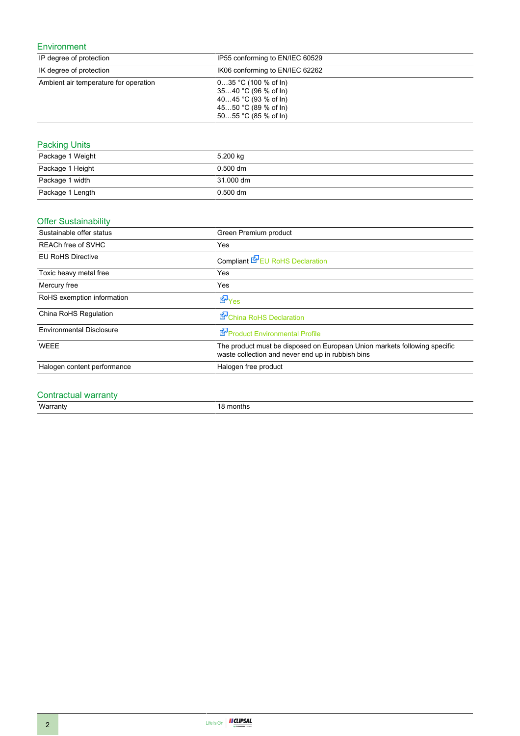## Environment

| | |
|---|---|
| IP degree of protection | IP55 conforming to EN/IEC 60529 |
| IK degree of protection | IK06 conforming to EN/IEC 62262 |
| Ambient air temperature for operation | 0…35 °C (100 % of In)<br>35…40 °C (96 % of In)<br>40…45 °C (93 % of In)<br>45…50 °C (89 % of In)<br>50…55 °C (85 % of In) |

## Packing Units

| | |
|---|---|
| Package 1 Weight | 5.200 kg |
| Package 1 Height | 0.500 dm |
| Package 1 width | 31.000 dm |
| Package 1 Length | 0.500 dm |

## Offer Sustainability

| | |
|---|---|
| Sustainable offer status | Green Premium product |
| REACh free of SVHC | Yes |
| EU RoHS Directive | Compliant EU RoHS Declaration |
| Toxic heavy metal free | Yes |
| Mercury free | Yes |
| RoHS exemption information | Yes |
| China RoHS Regulation | China RoHS Declaration |
| Environmental Disclosure | Product Environmental Profile |
| WEEE | The product must be disposed on European Union markets following specific waste collection and never end up in rubbish bins |
| Halogen content performance | Halogen free product |

## Contractual warranty

| | |
|---|---|
| Warranty | 18 months |